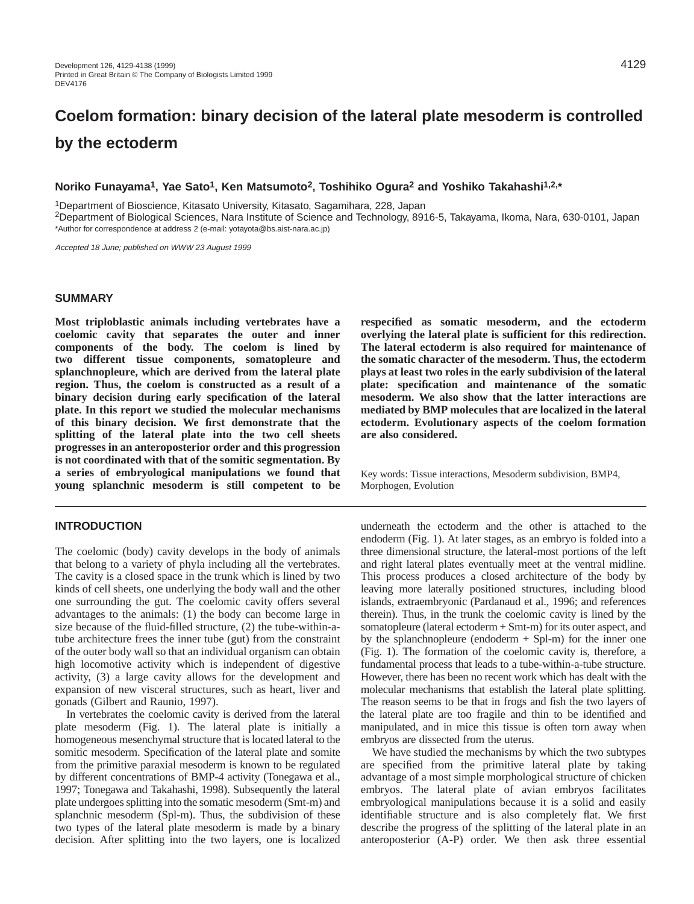# Coelom formation: binary decision of the lateral plate mesoderm is controlled by the ectoderm

**Noriko Funayama[1], Yae Sato[1], Ken Matsumoto[2], Toshihiko Ogura[2] and Yoshiko Takahashi[1,2,*]**

[1]Department of Bioscience, Kitasato University, Kitasato, Sagamihara, 228, Japan
[2]Department of Biological Sciences, Nara Institute of Science and Technology, 8916-5, Takayama, Ikoma, Nara, 630-0101, Japan
*Author for correspondence at address 2 (e-mail: yotayota@bs.aist-nara.ac.jp)

*Accepted 18 June; published on WWW 23 August 1999*

## SUMMARY

**Most triploblastic animals including vertebrates have a coelomic cavity that separates the outer and inner components of the body. The coelom is lined by two different tissue components, somatopleure and splanchnopleure, which are derived from the lateral plate region. Thus, the coelom is constructed as a result of a binary decision during early specification of the lateral plate. In this report we studied the molecular mechanisms of this binary decision. We first demonstrate that the splitting of the lateral plate into the two cell sheets progresses in an anteroposterior order and this progression is not coordinated with that of the somitic segmentation. By a series of embryological manipulations we found that young splanchnic mesoderm is still competent to be respecified as somatic mesoderm, and the ectoderm overlying the lateral plate is sufficient for this redirection. The lateral ectoderm is also required for maintenance of the somatic character of the mesoderm. Thus, the ectoderm plays at least two roles in the early subdivision of the lateral plate: specification and maintenance of the somatic mesoderm. We also show that the latter interactions are mediated by BMP molecules that are localized in the lateral ectoderm. Evolutionary aspects of the coelom formation are also considered.**

Key words: Tissue interactions, Mesoderm subdivision, BMP4, Morphogen, Evolution

## INTRODUCTION

The coelomic (body) cavity develops in the body of animals that belong to a variety of phyla including all the vertebrates. The cavity is a closed space in the trunk which is lined by two kinds of cell sheets, one underlying the body wall and the other one surrounding the gut. The coelomic cavity offers several advantages to the animals: (1) the body can become large in size because of the fluid-filled structure, (2) the tube-within-a-tube architecture frees the inner tube (gut) from the constraint of the outer body wall so that an individual organism can obtain high locomotive activity which is independent of digestive activity, (3) a large cavity allows for the development and expansion of new visceral structures, such as heart, liver and gonads (Gilbert and Raunio, 1997).

In vertebrates the coelomic cavity is derived from the lateral plate mesoderm (Fig. 1). The lateral plate is initially a homogeneous mesenchymal structure that is located lateral to the somitic mesoderm. Specification of the lateral plate and somite from the primitive paraxial mesoderm is known to be regulated by different concentrations of BMP-4 activity (Tonegawa et al., 1997; Tonegawa and Takahashi, 1998). Subsequently the lateral plate undergoes splitting into the somatic mesoderm (Smt-m) and splanchnic mesoderm (Spl-m). Thus, the subdivision of these two types of the lateral plate mesoderm is made by a binary decision. After splitting into the two layers, one is localized underneath the ectoderm and the other is attached to the endoderm (Fig. 1). At later stages, as an embryo is folded into a three dimensional structure, the lateral-most portions of the left and right lateral plates eventually meet at the ventral midline. This process produces a closed architecture of the body by leaving more laterally positioned structures, including blood islands, extraembryonic (Pardanaud et al., 1996; and references therein). Thus, in the trunk the coelomic cavity is lined by the somatopleure (lateral ectoderm + Smt-m) for its outer aspect, and by the splanchnopleure (endoderm + Spl-m) for the inner one (Fig. 1). The formation of the coelomic cavity is, therefore, a fundamental process that leads to a tube-within-a-tube structure. However, there has been no recent work which has dealt with the molecular mechanisms that establish the lateral plate splitting. The reason seems to be that in frogs and fish the two layers of the lateral plate are too fragile and thin to be identified and manipulated, and in mice this tissue is often torn away when embryos are dissected from the uterus.

We have studied the mechanisms by which the two subtypes are specified from the primitive lateral plate by taking advantage of a most simple morphological structure of chicken embryos. The lateral plate of avian embryos facilitates embryological manipulations because it is a solid and easily identifiable structure and is also completely flat. We first describe the progress of the splitting of the lateral plate in an anteroposterior (A-P) order. We then ask three essential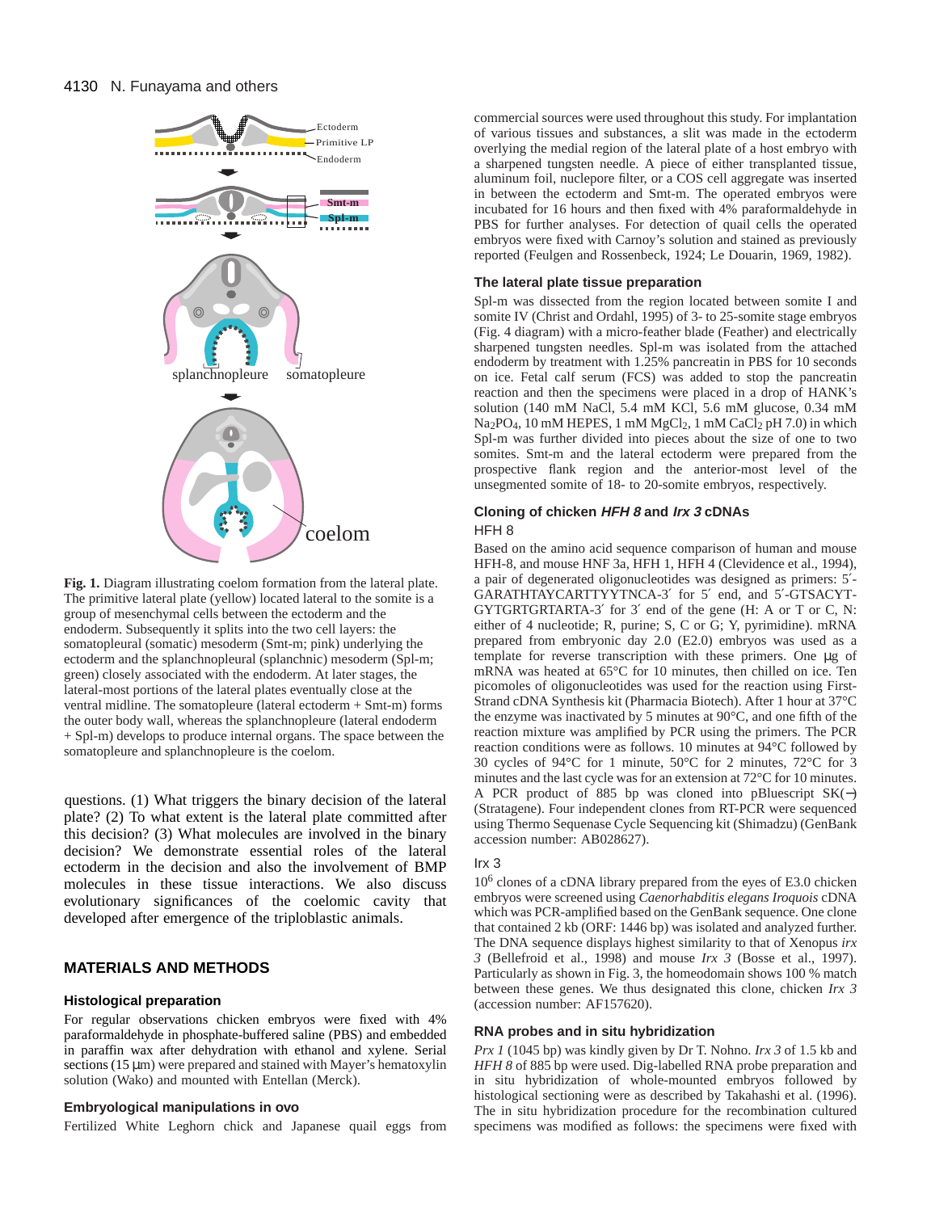Fig. 1. Diagram illustrating coelom formation from the lateral plate. The primitive lateral plate (yellow) located lateral to the somite is a group of mesenchymal cells between the ectoderm and the endoderm. Subsequently it splits into the two cell layers: the somatopleural (somatic) mesoderm (Smt-m; pink) underlying the ectoderm and the splanchnopleural (splanchnic) mesoderm (Spl-m; green) closely associated with the endoderm. At later stages, the lateral-most portions of the lateral plates eventually close at the ventral midline. The somatopleure (lateral ectoderm + Smt-m) forms the outer body wall, whereas the splanchnopleure (lateral endoderm + Spl-m) develops to produce internal organs. The space between the somatopleure and splanchnopleure is the coelom.

questions. (1) What triggers the binary decision of the lateral plate? (2) To what extent is the lateral plate committed after this decision? (3) What molecules are involved in the binary decision? We demonstrate essential roles of the lateral ectoderm in the decision and also the involvement of BMP molecules in these tissue interactions. We also discuss evolutionary significances of the coelomic cavity that developed after emergence of the triploblastic animals.

## MATERIALS AND METHODS

### Histological preparation

For regular observations chicken embryos were fixed with 4% paraformaldehyde in phosphate-buffered saline (PBS) and embedded in paraffin wax after dehydration with ethanol and xylene. Serial sections (15 μm) were prepared and stained with Mayer's hematoxylin solution (Wako) and mounted with Entellan (Merck).

### Embryological manipulations in ovo

Fertilized White Leghorn chick and Japanese quail eggs from commercial sources were used throughout this study. For implantation of various tissues and substances, a slit was made in the ectoderm overlying the medial region of the lateral plate of a host embryo with a sharpened tungsten needle. A piece of either transplanted tissue, aluminum foil, nuclepore filter, or a COS cell aggregate was inserted in between the ectoderm and Smt-m. The operated embryos were incubated for 16 hours and then fixed with 4% paraformaldehyde in PBS for further analyses. For detection of quail cells the operated embryos were fixed with Carnoy's solution and stained as previously reported (Feulgen and Rossenbeck, 1924; Le Douarin, 1969, 1982).

### The lateral plate tissue preparation

Spl-m was dissected from the region located between somite I and somite IV (Christ and Ordahl, 1995) of 3- to 25-somite stage embryos (Fig. 4 diagram) with a micro-feather blade (Feather) and electrically sharpened tungsten needles. Spl-m was isolated from the attached endoderm by treatment with 1.25% pancreatin in PBS for 10 seconds on ice. Fetal calf serum (FCS) was added to stop the pancreatin reaction and then the specimens were placed in a drop of HANK's solution (140 mM NaCl, 5.4 mM KCl, 5.6 mM glucose, 0.34 mM $Na_2PO_4$, 10 mM HEPES, 1 mM $MgCl_2$, 1 mM $CaCl_2$ pH 7.0) in which Spl-m was further divided into pieces about the size of one to two somites. Smt-m and the lateral ectoderm were prepared from the prospective flank region and the anterior-most level of the unsegmented somite of 18- to 20-somite embryos, respectively.

### Cloning of chicken *HFH 8* and *Irx 3* cDNAs

#### HFH 8

Based on the amino acid sequence comparison of human and mouse HFH-8, and mouse HNF 3a, HFH 1, HFH 4 (Clevidence et al., 1994), a pair of degenerated oligonucleotides was designed as primers: 5′-GARATHTAYCARTTYYTNCA-3′ for 5′ end, and 5′-GTSACYT-GYTGRTGRTARTA-3′ for 3′ end of the gene (H: A or T or C, N: either of 4 nucleotide; R, purine; S, C or G; Y, pyrimidine). mRNA prepared from embryonic day 2.0 (E2.0) embryos was used as a template for reverse transcription with these primers. One μg of mRNA was heated at 65°C for 10 minutes, then chilled on ice. Ten picomoles of oligonucleotides was used for the reaction using First-Strand cDNA Synthesis kit (Pharmacia Biotech). After 1 hour at 37°C the enzyme was inactivated by 5 minutes at 90°C, and one fifth of the reaction mixture was amplified by PCR using the primers. The PCR reaction conditions were as follows. 10 minutes at 94°C followed by 30 cycles of 94°C for 1 minute, 50°C for 2 minutes, 72°C for 3 minutes and the last cycle was for an extension at 72°C for 10 minutes. A PCR product of 885 bp was cloned into pBluescript SK(−) (Stratagene). Four independent clones from RT-PCR were sequenced using Thermo Sequenase Cycle Sequencing kit (Shimadzu) (GenBank accession number: AB028627).

#### Irx 3

$10^6$ clones of a cDNA library prepared from the eyes of E3.0 chicken embryos were screened using *Caenorhabditis elegans Iroquois* cDNA which was PCR-amplified based on the GenBank sequence. One clone that contained 2 kb (ORF: 1446 bp) was isolated and analyzed further. The DNA sequence displays highest similarity to that of Xenopus *irx 3* (Bellefroid et al., 1998) and mouse *Irx 3* (Bosse et al., 1997). Particularly as shown in Fig. 3, the homeodomain shows 100 % match between these genes. We thus designated this clone, chicken *Irx 3* (accession number: AF157620).

### RNA probes and in situ hybridization

*Prx 1* (1045 bp) was kindly given by Dr T. Nohno. *Irx 3* of 1.5 kb and *HFH 8* of 885 bp were used. Dig-labelled RNA probe preparation and in situ hybridization of whole-mounted embryos followed by histological sectioning were as described by Takahashi et al. (1996). The in situ hybridization procedure for the recombination cultured specimens was modified as follows: the specimens were fixed with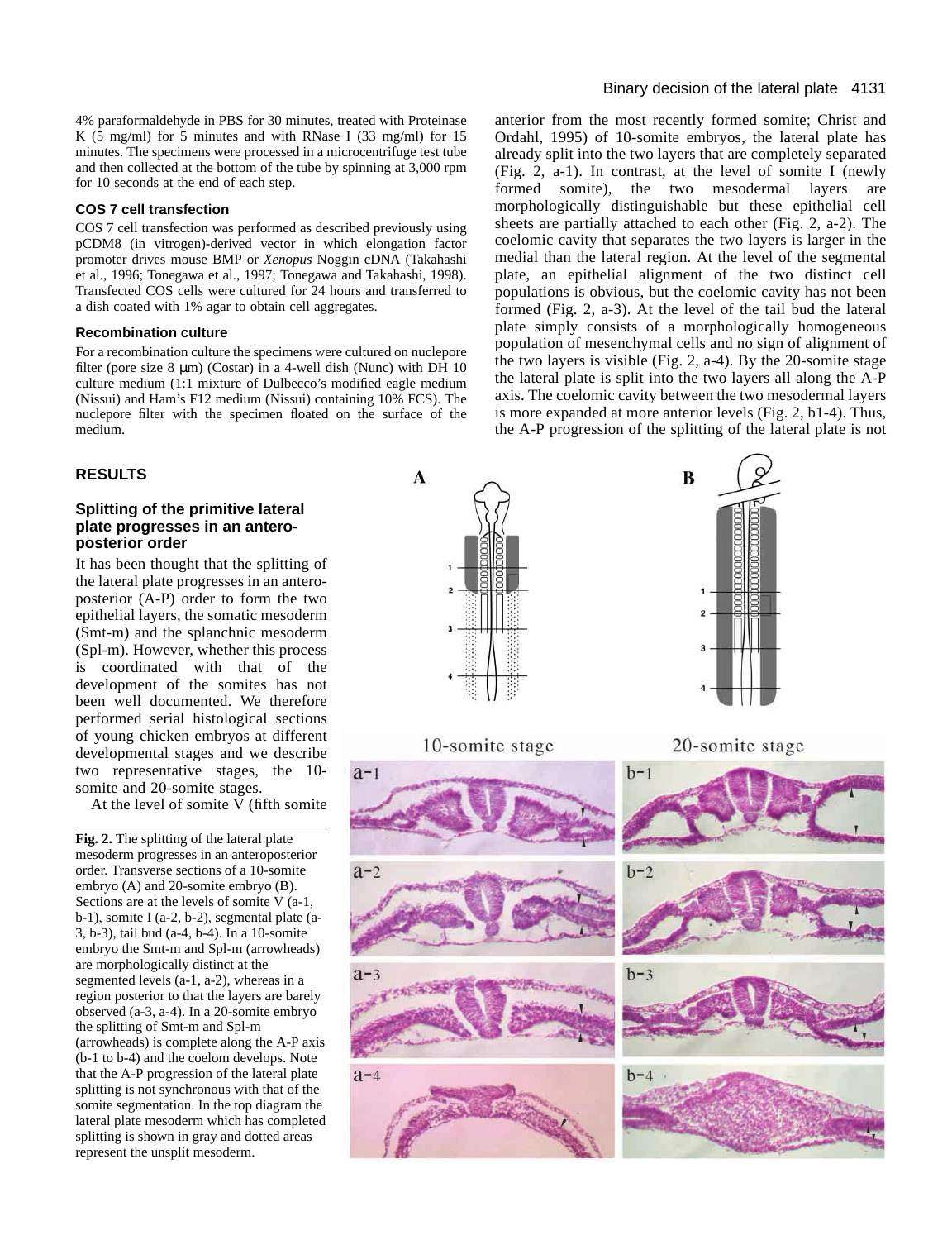4% paraformaldehyde in PBS for 30 minutes, treated with Proteinase K (5 mg/ml) for 5 minutes and with RNase I (33 mg/ml) for 15 minutes. The specimens were processed in a microcentrifuge test tube and then collected at the bottom of the tube by spinning at 3,000 rpm for 10 seconds at the end of each step.

### COS 7 cell transfection

COS 7 cell transfection was performed as described previously using pCDM8 (in vitrogen)-derived vector in which elongation factor promoter drives mouse BMP or *Xenopus* Noggin cDNA (Takahashi et al., 1996; Tonegawa et al., 1997; Tonegawa and Takahashi, 1998). Transfected COS cells were cultured for 24 hours and transferred to a dish coated with 1% agar to obtain cell aggregates.

### Recombination culture

For a recombination culture the specimens were cultured on nuclepore filter (pore size 8 μm) (Costar) in a 4-well dish (Nunc) with DH 10 culture medium (1:1 mixture of Dulbecco's modified eagle medium (Nissui) and Ham's F12 medium (Nissui) containing 10% FCS). The nuclepore filter with the specimen floated on the surface of the medium.

## RESULTS

### Splitting of the primitive lateral plate progresses in an antero-posterior order

It has been thought that the splitting of the lateral plate progresses in an antero-posterior (A-P) order to form the two epithelial layers, the somatic mesoderm (Smt-m) and the splanchnic mesoderm (Spl-m). However, whether this process is coordinated with that of the development of the somites has not been well documented. We therefore performed serial histological sections of young chicken embryos at different developmental stages and we describe two representative stages, the 10-somite and 20-somite stages.

At the level of somite V (fifth somite anterior from the most recently formed somite; Christ and Ordahl, 1995) of 10-somite embryos, the lateral plate has already split into the two layers that are completely separated (Fig. 2, a-1). In contrast, at the level of somite I (newly formed somite), the two mesodermal layers are morphologically distinguishable but these epithelial cell sheets are partially attached to each other (Fig. 2, a-2). The coelomic cavity that separates the two layers is larger in the medial than the lateral region. At the level of the segmental plate, an epithelial alignment of the two distinct cell populations is obvious, but the coelomic cavity has not been formed (Fig. 2, a-3). At the level of the tail bud the lateral plate simply consists of a morphologically homogeneous population of mesenchymal cells and no sign of alignment of the two layers is visible (Fig. 2, a-4). By the 20-somite stage the lateral plate is split into the two layers all along the A-P axis. The coelomic cavity between the two mesodermal layers is more expanded at more anterior levels (Fig. 2, b1-4). Thus, the A-P progression of the splitting of the lateral plate is not

**Fig. 2.** The splitting of the lateral plate mesoderm progresses in an anteroposterior order. Transverse sections of a 10-somite embryo (A) and 20-somite embryo (B). Sections are at the levels of somite V (a-1, b-1), somite I (a-2, b-2), segmental plate (a-3, b-3), tail bud (a-4, b-4). In a 10-somite embryo the Smt-m and Spl-m (arrowheads) are morphologically distinct at the segmented levels (a-1, a-2), whereas in a region posterior to that the layers are barely observed (a-3, a-4). In a 20-somite embryo the splitting of Smt-m and Spl-m (arrowheads) is complete along the A-P axis (b-1 to b-4) and the coelom develops. Note that the A-P progression of the lateral plate splitting is not synchronous with that of the somite segmentation. In the top diagram the lateral plate mesoderm which has completed splitting is shown in gray and dotted areas represent the unsplit mesoderm.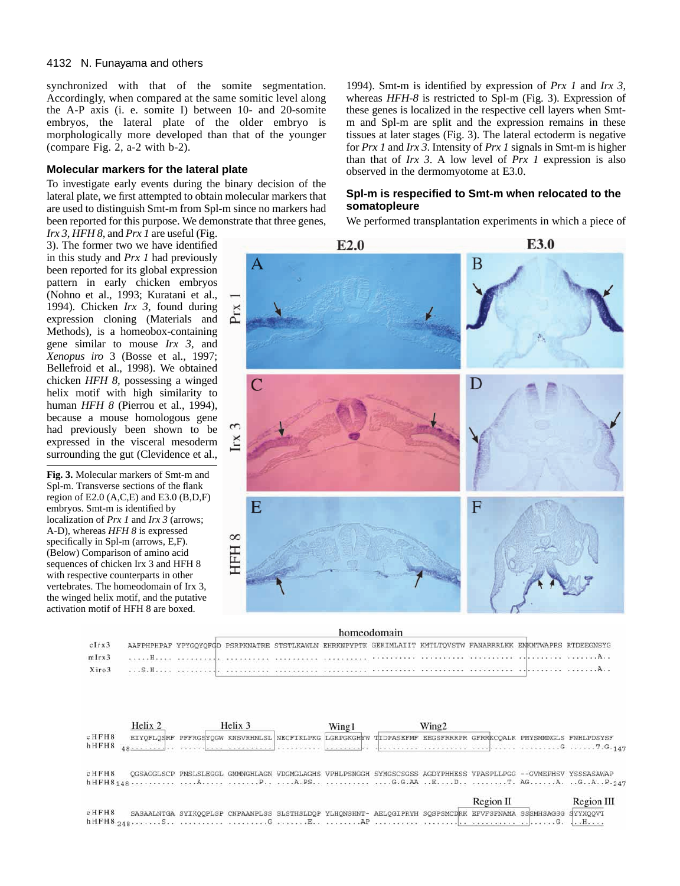synchronized with that of the somite segmentation. Accordingly, when compared at the same somitic level along the A-P axis (i. e. somite I) between 10- and 20-somite embryos, the lateral plate of the older embryo is morphologically more developed than that of the younger (compare Fig. 2, a-2 with b-2).

### Molecular markers for the lateral plate

To investigate early events during the binary decision of the lateral plate, we first attempted to obtain molecular markers that are used to distinguish Smt-m from Spl-m since no markers had been reported for this purpose. We demonstrate that three genes, *Irx 3*, *HFH 8*, and *Prx 1* are useful (Fig. 3). The former two we have identified in this study and *Prx 1* had previously been reported for its global expression pattern in early chicken embryos (Nohno et al., 1993; Kuratani et al., 1994). Chicken *Irx 3*, found during expression cloning (Materials and Methods), is a homeobox-containing gene similar to mouse *Irx 3*, and *Xenopus iro* 3 (Bosse et al., 1997; Bellefroid et al., 1998). We obtained chicken *HFH 8*, possessing a winged helix motif with high similarity to human *HFH 8* (Pierrou et al., 1994), because a mouse homologous gene had previously been shown to be expressed in the visceral mesoderm surrounding the gut (Clevidence et al., 1994). Smt-m is identified by expression of *Prx 1* and *Irx 3*, whereas *HFH-8* is restricted to Spl-m (Fig. 3). Expression of these genes is localized in the respective cell layers when Smt-m and Spl-m are split and the expression remains in these tissues at later stages (Fig. 3). The lateral ectoderm is negative for *Prx 1* and *Irx 3*. Intensity of *Prx 1* signals in Smt-m is higher than that of *Irx 3*. A low level of *Prx 1* expression is also observed in the dermomyotome at E3.0.

**Fig. 3.** Molecular markers of Smt-m and Spl-m. Transverse sections of the flank region of E2.0 (A,C,E) and E3.0 (B,D,F) embryos. Smt-m is identified by localization of *Prx 1* and *Irx 3* (arrows; A-D), whereas *HFH 8* is expressed specifically in Spl-m (arrows, E,F). (Below) Comparison of amino acid sequences of chicken Irx 3 and HFH 8 with respective counterparts in other vertebrates. The homeodomain of Irx 3, the winged helix motif, and the putative activation motif of HFH 8 are boxed.

### Spl-m is respecified to Smt-m when relocated to the somatopleure

We performed transplantation experiments in which a piece of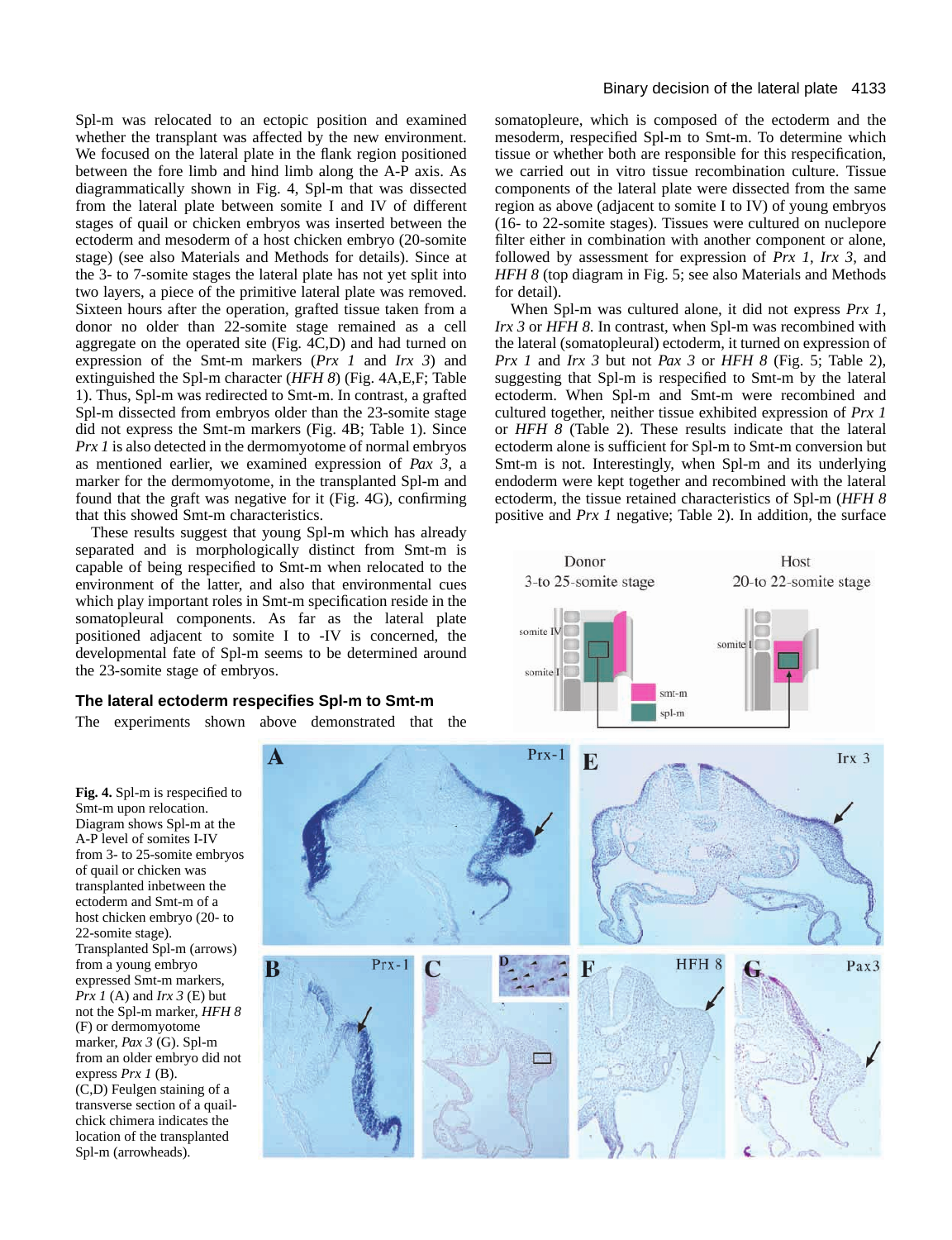Spl-m was relocated to an ectopic position and examined whether the transplant was affected by the new environment. We focused on the lateral plate in the flank region positioned between the fore limb and hind limb along the A-P axis. As diagrammatically shown in Fig. 4, Spl-m that was dissected from the lateral plate between somite I and IV of different stages of quail or chicken embryos was inserted between the ectoderm and mesoderm of a host chicken embryo (20-somite stage) (see also Materials and Methods for details). Since at the 3- to 7-somite stages the lateral plate has not yet split into two layers, a piece of the primitive lateral plate was removed. Sixteen hours after the operation, grafted tissue taken from a donor no older than 22-somite stage remained as a cell aggregate on the operated site (Fig. 4C,D) and had turned on expression of the Smt-m markers (*Prx 1* and *Irx 3*) and extinguished the Spl-m character (*HFH 8*) (Fig. 4A,E,F; Table 1). Thus, Spl-m was redirected to Smt-m. In contrast, a grafted Spl-m dissected from embryos older than the 23-somite stage did not express the Smt-m markers (Fig. 4B; Table 1). Since *Prx 1* is also detected in the dermomyotome of normal embryos as mentioned earlier, we examined expression of *Pax 3*, a marker for the dermomyotome, in the transplanted Spl-m and found that the graft was negative for it (Fig. 4G), confirming that this showed Smt-m characteristics.

These results suggest that young Spl-m which has already separated and is morphologically distinct from Smt-m is capable of being respecified to Smt-m when relocated to the environment of the latter, and also that environmental cues which play important roles in Smt-m specification reside in the somatopleural components. As far as the lateral plate positioned adjacent to somite I to -IV is concerned, the developmental fate of Spl-m seems to be determined around the 23-somite stage of embryos.

### The lateral ectoderm respecifies Spl-m to Smt-m

The experiments shown above demonstrated that the somatopleure, which is composed of the ectoderm and the mesoderm, respecified Spl-m to Smt-m. To determine which tissue or whether both are responsible for this respecification, we carried out in vitro tissue recombination culture. Tissue components of the lateral plate were dissected from the same region as above (adjacent to somite I to IV) of young embryos (16- to 22-somite stages). Tissues were cultured on nuclepore filter either in combination with another component or alone, followed by assessment for expression of *Prx 1*, *Irx 3*, and *HFH 8* (top diagram in Fig. 5; see also Materials and Methods for detail).

When Spl-m was cultured alone, it did not express *Prx 1*, *Irx 3* or *HFH 8*. In contrast, when Spl-m was recombined with the lateral (somatopleural) ectoderm, it turned on expression of *Prx 1* and *Irx 3* but not *Pax 3* or *HFH 8* (Fig. 5; Table 2), suggesting that Spl-m is respecified to Smt-m by the lateral ectoderm. When Spl-m and Smt-m were recombined and cultured together, neither tissue exhibited expression of *Prx 1* or *HFH 8* (Table 2). These results indicate that the lateral ectoderm alone is sufficient for Spl-m to Smt-m conversion but Smt-m is not. Interestingly, when Spl-m and its underlying endoderm were kept together and recombined with the lateral ectoderm, the tissue retained characteristics of Spl-m (*HFH 8* positive and *Prx 1* negative; Table 2). In addition, the surface

**Fig. 4.** Spl-m is respecified to Smt-m upon relocation. Diagram shows Spl-m at the A-P level of somites I-IV from 3- to 25-somite embryos of quail or chicken was transplanted inbetween the ectoderm and Smt-m of a host chicken embryo (20- to 22-somite stage). Transplanted Spl-m (arrows) from a young embryo expressed Smt-m markers, *Prx 1* (A) and *Irx 3* (E) but not the Spl-m marker, *HFH 8* (F) or dermomyotome marker, *Pax 3* (G). Spl-m from an older embryo did not express *Prx 1* (B). (C,D) Feulgen staining of a transverse section of a quail-chick chimera indicates the location of the transplanted Spl-m (arrowheads).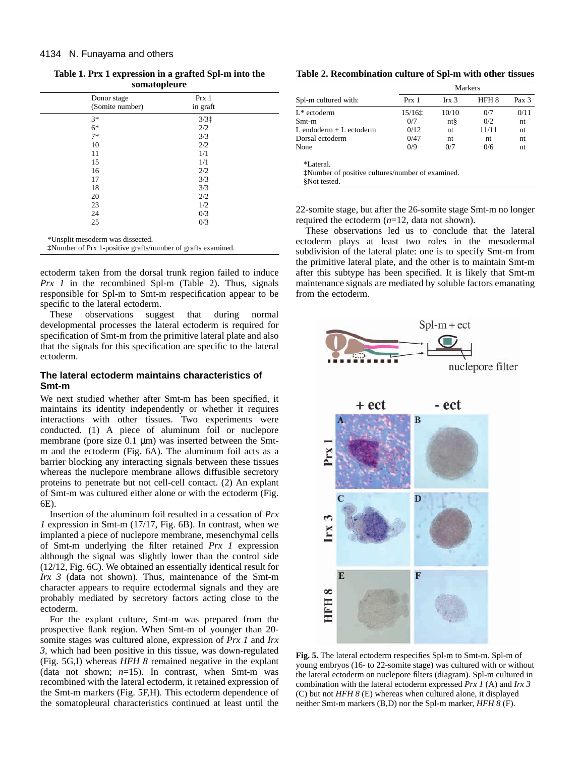**Table 1. Prx 1 expression in a grafted Spl-m into the somatopleure**

| Donor stage (Somite number) | Prx 1 in graft |
|---|---|
| 3* | 3/3‡ |
| 6* | 2/2 |
| 7* | 3/3 |
| 10 | 2/2 |
| 11 | 1/1 |
| 15 | 1/1 |
| 16 | 2/2 |
| 17 | 3/3 |
| 18 | 3/3 |
| 20 | 2/2 |
| 23 | 1/2 |
| 24 | 0/3 |
| 25 | 0/3 |

*Unsplit mesoderm was dissected.
‡Number of Prx 1-positive grafts/number of grafts examined.

ectoderm taken from the dorsal trunk region failed to induce *Prx 1* in the recombined Spl-m (Table 2). Thus, signals responsible for Spl-m to Smt-m respecification appear to be specific to the lateral ectoderm.

These observations suggest that during normal developmental processes the lateral ectoderm is required for specification of Smt-m from the primitive lateral plate and also that the signals for this specification are specific to the lateral ectoderm.

### The lateral ectoderm maintains characteristics of Smt-m

We next studied whether after Smt-m has been specified, it maintains its identity independently or whether it requires interactions with other tissues. Two experiments were conducted. (1) A piece of aluminum foil or nuclepore membrane (pore size 0.1 μm) was inserted between the Smt-m and the ectoderm (Fig. 6A). The aluminum foil acts as a barrier blocking any interacting signals between these tissues whereas the nuclepore membrane allows diffusible secretory proteins to penetrate but not cell-cell contact. (2) An explant of Smt-m was cultured either alone or with the ectoderm (Fig. 6E).

Insertion of the aluminum foil resulted in a cessation of *Prx 1* expression in Smt-m (17/17, Fig. 6B). In contrast, when we implanted a piece of nuclepore membrane, mesenchymal cells of Smt-m underlying the filter retained *Prx 1* expression although the signal was slightly lower than the control side (12/12, Fig. 6C). We obtained an essentially identical result for *Irx 3* (data not shown). Thus, maintenance of the Smt-m character appears to require ectodermal signals and they are probably mediated by secretory factors acting close to the ectoderm.

For the explant culture, Smt-m was prepared from the prospective flank region. When Smt-m of younger than 20-somite stages was cultured alone, expression of *Prx 1* and *Irx 3,* which had been positive in this tissue, was down-regulated (Fig. 5G,I) whereas *HFH 8* remained negative in the explant (data not shown; *n*=15). In contrast, when Smt-m was recombined with the lateral ectoderm, it retained expression of the Smt-m markers (Fig. 5F,H). This ectoderm dependence of the somatopleural characteristics continued at least until the 22-somite stage, but after the 26-somite stage Smt-m no longer required the ectoderm (*n*=12, data not shown).

These observations led us to conclude that the lateral ectoderm plays at least two roles in the mesodermal subdivision of the lateral plate: one is to specify Smt-m from the primitive lateral plate, and the other is to maintain Smt-m after this subtype has been specified. It is likely that Smt-m maintenance signals are mediated by soluble factors emanating from the ectoderm.

**Table 2. Recombination culture of Spl-m with other tissues**

| Spl-m cultured with: | Markers Prx 1 | Irx 3 | HFH 8 | Pax 3 |
|---|---|---|---|---|
| L* ectoderm | 15/16‡ | 10/10 | 0/7 | 0/11 |
| Smt-m | 0/7 | nt§ | 0/2 | nt |
| L endoderm + L ectoderm | 0/12 | nt | 11/11 | nt |
| Dorsal ectoderm | 0/47 | nt | nt | nt |
| None | 0/9 | 0/7 | 0/6 | nt |

*Lateral.
‡Number of positive cultures/number of examined.
§Not tested.

**Fig. 5.** The lateral ectoderm respecifies Spl-m to Smt-m. Spl-m of young embryos (16- to 22-somite stage) was cultured with or without the lateral ectoderm on nuclepore filters (diagram). Spl-m cultured in combination with the lateral ectoderm expressed *Prx 1* (A) and *Irx 3* (C) but not *HFH 8* (E) whereas when cultured alone, it displayed neither Smt-m markers (B,D) nor the Spl-m marker, *HFH 8* (F).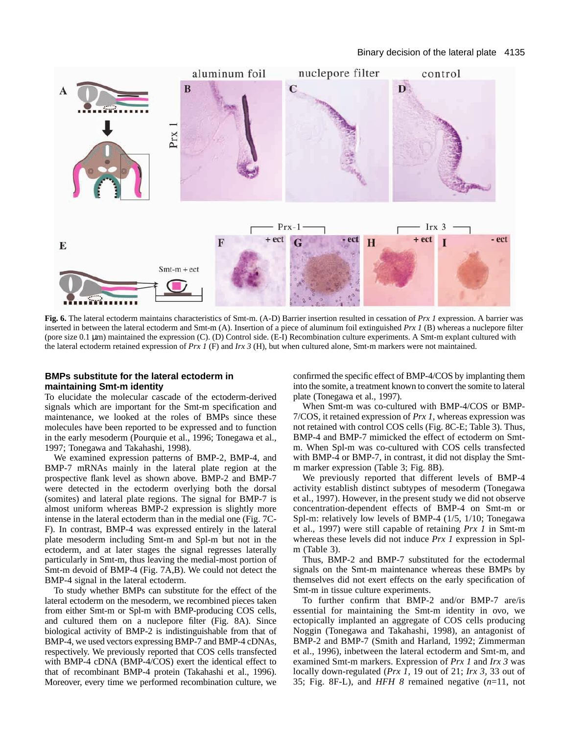**Fig. 6.** The lateral ectoderm maintains characteristics of Smt-m. (A-D) Barrier insertion resulted in cessation of *Prx 1* expression. A barrier was inserted in between the lateral ectoderm and Smt-m (A). Insertion of a piece of aluminum foil extinguished *Prx 1* (B) whereas a nuclepore filter (pore size 0.1 μm) maintained the expression (C). (D) Control side. (E-I) Recombination culture experiments. A Smt-m explant cultured with the lateral ectoderm retained expression of *Prx 1* (F) and *Irx 3* (H), but when cultured alone, Smt-m markers were not maintained.

## BMPs substitute for the lateral ectoderm in maintaining Smt-m identity

To elucidate the molecular cascade of the ectoderm-derived signals which are important for the Smt-m specification and maintenance, we looked at the roles of BMPs since these molecules have been reported to be expressed and to function in the early mesoderm (Pourquie et al., 1996; Tonegawa et al., 1997; Tonegawa and Takahashi, 1998).

We examined expression patterns of BMP-2, BMP-4, and BMP-7 mRNAs mainly in the lateral plate region at the prospective flank level as shown above. BMP-2 and BMP-7 were detected in the ectoderm overlying both the dorsal (somites) and lateral plate regions. The signal for BMP-7 is almost uniform whereas BMP-2 expression is slightly more intense in the lateral ectoderm than in the medial one (Fig. 7C-F). In contrast, BMP-4 was expressed entirely in the lateral plate mesoderm including Smt-m and Spl-m but not in the ectoderm, and at later stages the signal regresses laterally particularly in Smt-m, thus leaving the medial-most portion of Smt-m devoid of BMP-4 (Fig. 7A,B). We could not detect the BMP-4 signal in the lateral ectoderm.

To study whether BMPs can substitute for the effect of the lateral ectoderm on the mesoderm, we recombined pieces taken from either Smt-m or Spl-m with BMP-producing COS cells, and cultured them on a nuclepore filter (Fig. 8A). Since biological activity of BMP-2 is indistinguishable from that of BMP-4, we used vectors expressing BMP-7 and BMP-4 cDNAs, respectively. We previously reported that COS cells transfected with BMP-4 cDNA (BMP-4/COS) exert the identical effect to that of recombinant BMP-4 protein (Takahashi et al., 1996). Moreover, every time we performed recombination culture, we confirmed the specific effect of BMP-4/COS by implanting them into the somite, a treatment known to convert the somite to lateral plate (Tonegawa et al., 1997).

When Smt-m was co-cultured with BMP-4/COS or BMP-7/COS, it retained expression of *Prx 1*, whereas expression was not retained with control COS cells (Fig. 8C-E; Table 3). Thus, BMP-4 and BMP-7 mimicked the effect of ectoderm on Smt-m. When Spl-m was co-cultured with COS cells transfected with BMP-4 or BMP-7, in contrast, it did not display the Smt-m marker expression (Table 3; Fig. 8B).

We previously reported that different levels of BMP-4 activity establish distinct subtypes of mesoderm (Tonegawa et al., 1997). However, in the present study we did not observe concentration-dependent effects of BMP-4 on Smt-m or Spl-m: relatively low levels of BMP-4 (1/5, 1/10; Tonegawa et al., 1997) were still capable of retaining *Prx 1* in Smt-m whereas these levels did not induce *Prx 1* expression in Spl-m (Table 3).

Thus, BMP-2 and BMP-7 substituted for the ectodermal signals on the Smt-m maintenance whereas these BMPs by themselves did not exert effects on the early specification of Smt-m in tissue culture experiments.

To further confirm that BMP-2 and/or BMP-7 are/is essential for maintaining the Smt-m identity in ovo, we ectopically implanted an aggregate of COS cells producing Noggin (Tonegawa and Takahashi, 1998), an antagonist of BMP-2 and BMP-7 (Smith and Harland, 1992; Zimmerman et al., 1996), inbetween the lateral ectoderm and Smt-m, and examined Smt-m markers. Expression of *Prx 1* and *Irx 3* was locally down-regulated (*Prx 1*, 19 out of 21; *Irx 3*, 33 out of 35; Fig. 8F-L), and *HFH 8* remained negative ($n$=11, not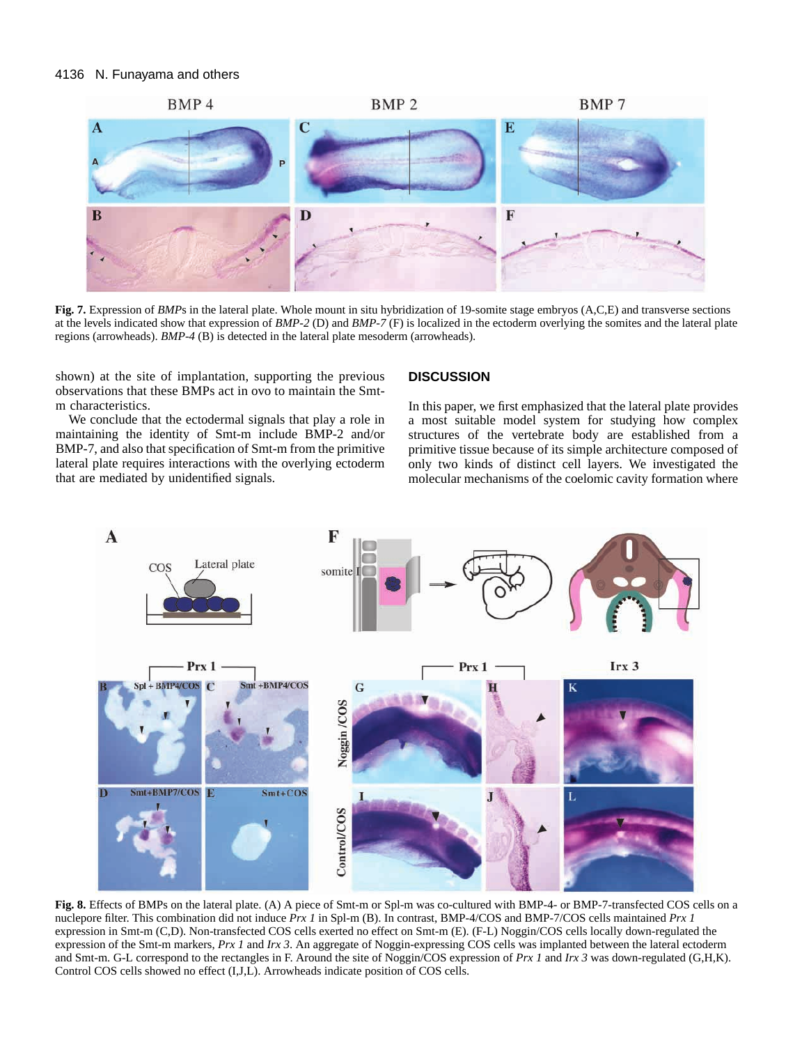**Fig. 7.** Expression of *BMP*s in the lateral plate. Whole mount in situ hybridization of 19-somite stage embryos (A,C,E) and transverse sections at the levels indicated show that expression of *BMP-2* (D) and *BMP-7* (F) is localized in the ectoderm overlying the somites and the lateral plate regions (arrowheads). *BMP-4* (B) is detected in the lateral plate mesoderm (arrowheads).

shown) at the site of implantation, supporting the previous observations that these BMPs act in ovo to maintain the Smt-m characteristics.

We conclude that the ectodermal signals that play a role in maintaining the identity of Smt-m include BMP-2 and/or BMP-7, and also that specification of Smt-m from the primitive lateral plate requires interactions with the overlying ectoderm that are mediated by unidentified signals.

## DISCUSSION

In this paper, we first emphasized that the lateral plate provides a most suitable model system for studying how complex structures of the vertebrate body are established from a primitive tissue because of its simple architecture composed of only two kinds of distinct cell layers. We investigated the molecular mechanisms of the coelomic cavity formation where

**Fig. 8.** Effects of BMPs on the lateral plate. (A) A piece of Smt-m or Spl-m was co-cultured with BMP-4- or BMP-7-transfected COS cells on a nuclepore filter. This combination did not induce *Prx 1* in Spl-m (B). In contrast, BMP-4/COS and BMP-7/COS cells maintained *Prx 1* expression in Smt-m (C,D). Non-transfected COS cells exerted no effect on Smt-m (E). (F-L) Noggin/COS cells locally down-regulated the expression of the Smt-m markers, *Prx 1* and *Irx 3*. An aggregate of Noggin-expressing COS cells was implanted between the lateral ectoderm and Smt-m. G-L correspond to the rectangles in F. Around the site of Noggin/COS expression of *Prx 1* and *Irx 3* was down-regulated (G,H,K). Control COS cells showed no effect (I,J,L). Arrowheads indicate position of COS cells.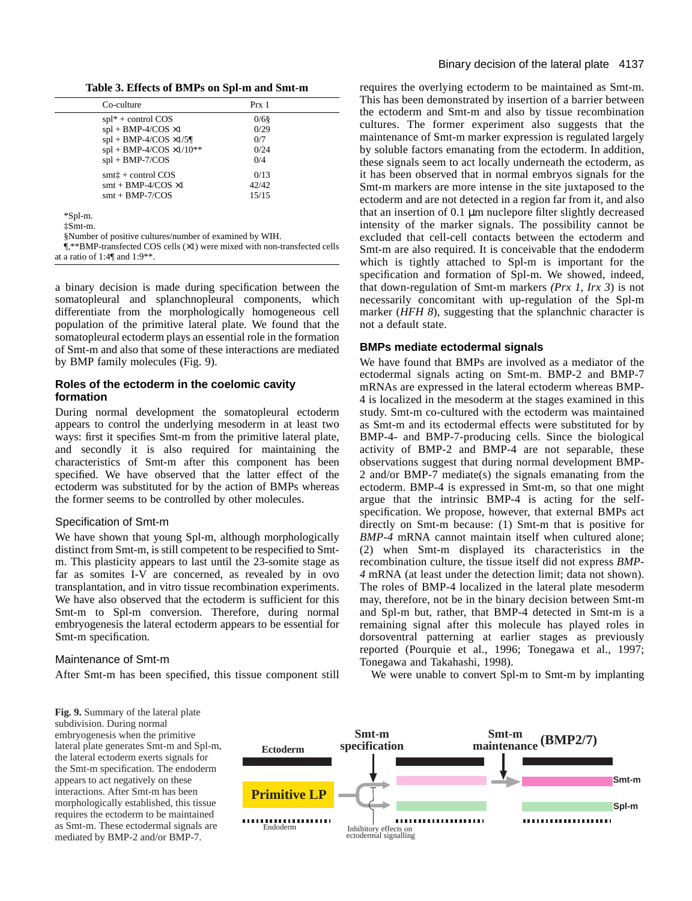**Table 3. Effects of BMPs on Spl-m and Smt-m**

| Co-culture | Prx 1 |
|---|---|
| spl* + control COS | 0/6§ |
| spl + BMP-4/COS ×1 | 0/29 |
| spl + BMP-4/COS ×1/5¶ | 0/7 |
| spl + BMP-4/COS ×1/10** | 0/24 |
| spl + BMP-7/COS | 0/4 |
| smt‡ + control COS | 0/13 |
| smt + BMP-4/COS ×1 | 42/42 |
| smt + BMP-7/COS | 15/15 |

*Spl-m.
‡Smt-m.
§Number of positive cultures/number of examined by WIH.
¶,**BMP-transfected COS cells (×1) were mixed with non-transfected cells at a ratio of 1:4¶ and 1:9**.

a binary decision is made during specification between the somatopleural and splanchnopleural components, which differentiate from the morphologically homogeneous cell population of the primitive lateral plate. We found that the somatopleural ectoderm plays an essential role in the formation of Smt-m and also that some of these interactions are mediated by BMP family molecules (Fig. 9).

## Roles of the ectoderm in the coelomic cavity formation

During normal development the somatopleural ectoderm appears to control the underlying mesoderm in at least two ways: first it specifies Smt-m from the primitive lateral plate, and secondly it is also required for maintaining the characteristics of Smt-m after this component has been specified. We have observed that the latter effect of the ectoderm was substituted for by the action of BMPs whereas the former seems to be controlled by other molecules.

### Specification of Smt-m

We have shown that young Spl-m, although morphologically distinct from Smt-m, is still competent to be respecified to Smt-m. This plasticity appears to last until the 23-somite stage as far as somites I-V are concerned, as revealed by in ovo transplantation, and in vitro tissue recombination experiments. We have also observed that the ectoderm is sufficient for this Smt-m to Spl-m conversion. Therefore, during normal embryogenesis the lateral ectoderm appears to be essential for Smt-m specification.

### Maintenance of Smt-m

After Smt-m has been specified, this tissue component still requires the overlying ectoderm to be maintained as Smt-m. This has been demonstrated by insertion of a barrier between the ectoderm and Smt-m and also by tissue recombination cultures. The former experiment also suggests that the maintenance of Smt-m marker expression is regulated largely by soluble factors emanating from the ectoderm. In addition, these signals seem to act locally underneath the ectoderm, as it has been observed that in normal embryos signals for the Smt-m markers are more intense in the site juxtaposed to the ectoderm and are not detected in a region far from it, and also that an insertion of 0.1 μm nuclepore filter slightly decreased intensity of the marker signals. The possibility cannot be excluded that cell-cell contacts between the ectoderm and Smt-m are also required. It is conceivable that the endoderm which is tightly attached to Spl-m is important for the specification and formation of Spl-m. We showed, indeed, that down-regulation of Smt-m markers *(Prx 1, Irx 3*) is not necessarily concomitant with up-regulation of the Spl-m marker (*HFH 8*), suggesting that the splanchnic character is not a default state.

## BMPs mediate ectodermal signals

We have found that BMPs are involved as a mediator of the ectodermal signals acting on Smt-m. BMP-2 and BMP-7 mRNAs are expressed in the lateral ectoderm whereas BMP-4 is localized in the mesoderm at the stages examined in this study. Smt-m co-cultured with the ectoderm was maintained as Smt-m and its ectodermal effects were substituted for by BMP-4- and BMP-7-producing cells. Since the biological activity of BMP-2 and BMP-4 are not separable, these observations suggest that during normal development BMP-2 and/or BMP-7 mediate(s) the signals emanating from the ectoderm. BMP-4 is expressed in Smt-m, so that one might argue that the intrinsic BMP-4 is acting for the self-specification. We propose, however, that external BMPs act directly on Smt-m because: (1) Smt-m that is positive for *BMP-4* mRNA cannot maintain itself when cultured alone; (2) when Smt-m displayed its characteristics in the recombination culture, the tissue itself did not express *BMP-4* mRNA (at least under the detection limit; data not shown). The roles of BMP-4 localized in the lateral plate mesoderm may, therefore, not be in the binary decision between Smt-m and Spl-m but, rather, that BMP-4 detected in Smt-m is a remaining signal after this molecule has played roles in dorsoventral patterning at earlier stages as previously reported (Pourquie et al., 1996; Tonegawa et al., 1997; Tonegawa and Takahashi, 1998).

We were unable to convert Spl-m to Smt-m by implanting

**Fig. 9.** Summary of the lateral plate subdivision. During normal embryogenesis when the primitive lateral plate generates Smt-m and Spl-m, the lateral ectoderm exerts signals for the Smt-m specification. The endoderm appears to act negatively on these interactions. After Smt-m has been morphologically established, this tissue requires the ectoderm to be maintained as Smt-m. These ectodermal signals are mediated by BMP-2 and/or BMP-7.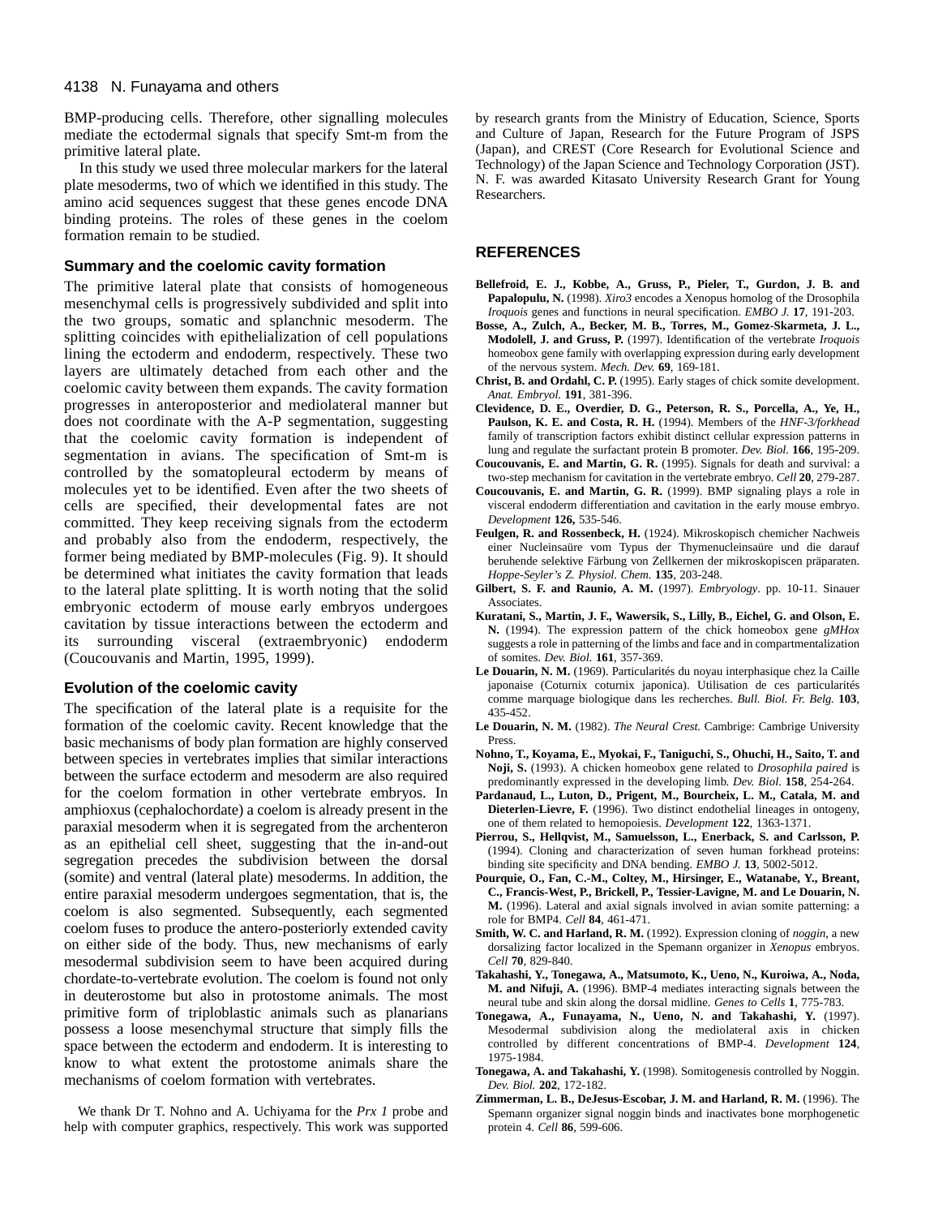BMP-producing cells. Therefore, other signalling molecules mediate the ectodermal signals that specify Smt-m from the primitive lateral plate.

In this study we used three molecular markers for the lateral plate mesoderms, two of which we identified in this study. The amino acid sequences suggest that these genes encode DNA binding proteins. The roles of these genes in the coelom formation remain to be studied.

### Summary and the coelomic cavity formation

The primitive lateral plate that consists of homogeneous mesenchymal cells is progressively subdivided and split into the two groups, somatic and splanchnic mesoderm. The splitting coincides with epithelialization of cell populations lining the ectoderm and endoderm, respectively. These two layers are ultimately detached from each other and the coelomic cavity between them expands. The cavity formation progresses in anteroposterior and mediolateral manner but does not coordinate with the A-P segmentation, suggesting that the coelomic cavity formation is independent of segmentation in avians. The specification of Smt-m is controlled by the somatopleural ectoderm by means of molecules yet to be identified. Even after the two sheets of cells are specified, their developmental fates are not committed. They keep receiving signals from the ectoderm and probably also from the endoderm, respectively, the former being mediated by BMP-molecules (Fig. 9). It should be determined what initiates the cavity formation that leads to the lateral plate splitting. It is worth noting that the solid embryonic ectoderm of mouse early embryos undergoes cavitation by tissue interactions between the ectoderm and its surrounding visceral (extraembryonic) endoderm (Coucouvanis and Martin, 1995, 1999).

### Evolution of the coelomic cavity

The specification of the lateral plate is a requisite for the formation of the coelomic cavity. Recent knowledge that the basic mechanisms of body plan formation are highly conserved between species in vertebrates implies that similar interactions between the surface ectoderm and mesoderm are also required for the coelom formation in other vertebrate embryos. In amphioxus (cephalochordate) a coelom is already present in the paraxial mesoderm when it is segregated from the archenteron as an epithelial cell sheet, suggesting that the in-and-out segregation precedes the subdivision between the dorsal (somite) and ventral (lateral plate) mesoderms. In addition, the entire paraxial mesoderm undergoes segmentation, that is, the coelom is also segmented. Subsequently, each segmented coelom fuses to produce the antero-posteriorly extended cavity on either side of the body. Thus, new mechanisms of early mesodermal subdivision seem to have been acquired during chordate-to-vertebrate evolution. The coelom is found not only in deuterostome but also in protostome animals. The most primitive form of triploblastic animals such as planarians possess a loose mesenchymal structure that simply fills the space between the ectoderm and endoderm. It is interesting to know to what extent the protostome animals share the mechanisms of coelom formation with vertebrates.

We thank Dr T. Nohno and A. Uchiyama for the *Prx 1* probe and help with computer graphics, respectively. This work was supported by research grants from the Ministry of Education, Science, Sports and Culture of Japan, Research for the Future Program of JSPS (Japan), and CREST (Core Research for Evolutional Science and Technology) of the Japan Science and Technology Corporation (JST). N. F. was awarded Kitasato University Research Grant for Young Researchers.

## REFERENCES

**Bellefroid, E. J., Kobbe, A., Gruss, P., Pieler, T., Gurdon, J. B. and Papalopulu, N.** (1998). *Xiro3* encodes a Xenopus homolog of the Drosophila *Iroquois* genes and functions in neural specification. *EMBO J.* **17**, 191-203.

**Bosse, A., Zulch, A., Becker, M. B., Torres, M., Gomez-Skarmeta, J. L., Modolell, J. and Gruss, P.** (1997). Identification of the vertebrate *Iroquois* homeobox gene family with overlapping expression during early development of the nervous system. *Mech. Dev.* **69**, 169-181.

**Christ, B. and Ordahl, C. P.** (1995). Early stages of chick somite development. *Anat. Embryol.* **191**, 381-396.

**Clevidence, D. E., Overdier, D. G., Peterson, R. S., Porcella, A., Ye, H., Paulson, K. E. and Costa, R. H.** (1994). Members of the *HNF-3/forkhead* family of transcription factors exhibit distinct cellular expression patterns in lung and regulate the surfactant protein B promoter. *Dev. Biol.* **166**, 195-209.

**Coucouvanis, E. and Martin, G. R.** (1995). Signals for death and survival: a two-step mechanism for cavitation in the vertebrate embryo. *Cell* **20**, 279-287.

**Coucouvanis, E. and Martin, G. R.** (1999). BMP signaling plays a role in visceral endoderm differentiation and cavitation in the early mouse embryo. *Development* **126,** 535-546.

**Feulgen, R. and Rossenbeck, H.** (1924). Mikroskopisch chemicher Nachweis einer Nucleinsaüre vom Typus der Thymenucleinsaüre und die darauf beruhende selektive Färbung von Zellkernen der mikroskopischen präparaten. *Hoppe-Seyler's Z. Physiol. Chem.* **135**, 203-248.

**Gilbert, S. F. and Raunio, A. M.** (1997). *Embryology*. pp. 10-11. Sinauer Associates.

**Kuratani, S., Martin, J. F., Wawersik, S., Lilly, B., Eichel, G. and Olson, E. N.** (1994). The expression pattern of the chick homeobox gene *gMHox* suggests a role in patterning of the limbs and face and in compartmentalization of somites. *Dev. Biol.* **161**, 357-369.

**Le Douarin, N. M.** (1969). Particularités du noyau interphasique chez la Caille japonaise (Coturnix coturnix japonica). Utilisation de ces particularités comme marquage biologique dans les recherches. *Bull. Biol. Fr. Belg.* **103**, 435-452.

**Le Douarin, N. M.** (1982). *The Neural Crest.* Cambrige: Cambrige University Press.

**Nohno, T., Koyama, E., Myokai, F., Taniguchi, S., Ohuchi, H., Saito, T. and Noji, S.** (1993). A chicken homeobox gene related to *Drosophila paired* is predominantly expressed in the developing limb. *Dev. Biol.* **158**, 254-264.

**Pardanaud, L., Luton, D., Prigent, M., Bourcheix, L. M., Catala, M. and Dieterlen-Lievre, F.** (1996). Two distinct endothelial lineages in ontogeny, one of them related to hemopoiesis. *Development* **122**, 1363-1371.

**Pierrou, S., Hellqvist, M., Samuelsson, L., Enerback, S. and Carlsson, P.** (1994). Cloning and characterization of seven human forkhead proteins: binding site specificity and DNA bending. *EMBO J.* **13**, 5002-5012.

**Pourquie, O., Fan, C.-M., Coltey, M., Hirsinger, E., Watanabe, Y., Breant, C., Francis-West, P., Brickell, P., Tessier-Lavigne, M. and Le Douarin, N. M.** (1996). Lateral and axial signals involved in avian somite patterning: a role for BMP4. *Cell* **84**, 461-471.

**Smith, W. C. and Harland, R. M.** (1992). Expression cloning of *noggin*, a new dorsalizing factor localized in the Spemann organizer in *Xenopus* embryos. *Cell* **70**, 829-840.

**Takahashi, Y., Tonegawa, A., Matsumoto, K., Ueno, N., Kuroiwa, A., Noda, M. and Nifuji, A.** (1996). BMP-4 mediates interacting signals between the neural tube and skin along the dorsal midline. *Genes to Cells* **1**, 775-783.

**Tonegawa, A., Funayama, N., Ueno, N. and Takahashi, Y.** (1997). Mesodermal subdivision along the mediolateral axis in chicken controlled by different concentrations of BMP-4. *Development* **124**, 1975-1984.

**Tonegawa, A. and Takahashi, Y.** (1998). Somitogenesis controlled by Noggin. *Dev. Biol.* **202**, 172-182.

**Zimmerman, L. B., DeJesus-Escobar, J. M. and Harland, R. M.** (1996). The Spemann organizer signal noggin binds and inactivates bone morphogenetic protein 4. *Cell* **86**, 599-606.